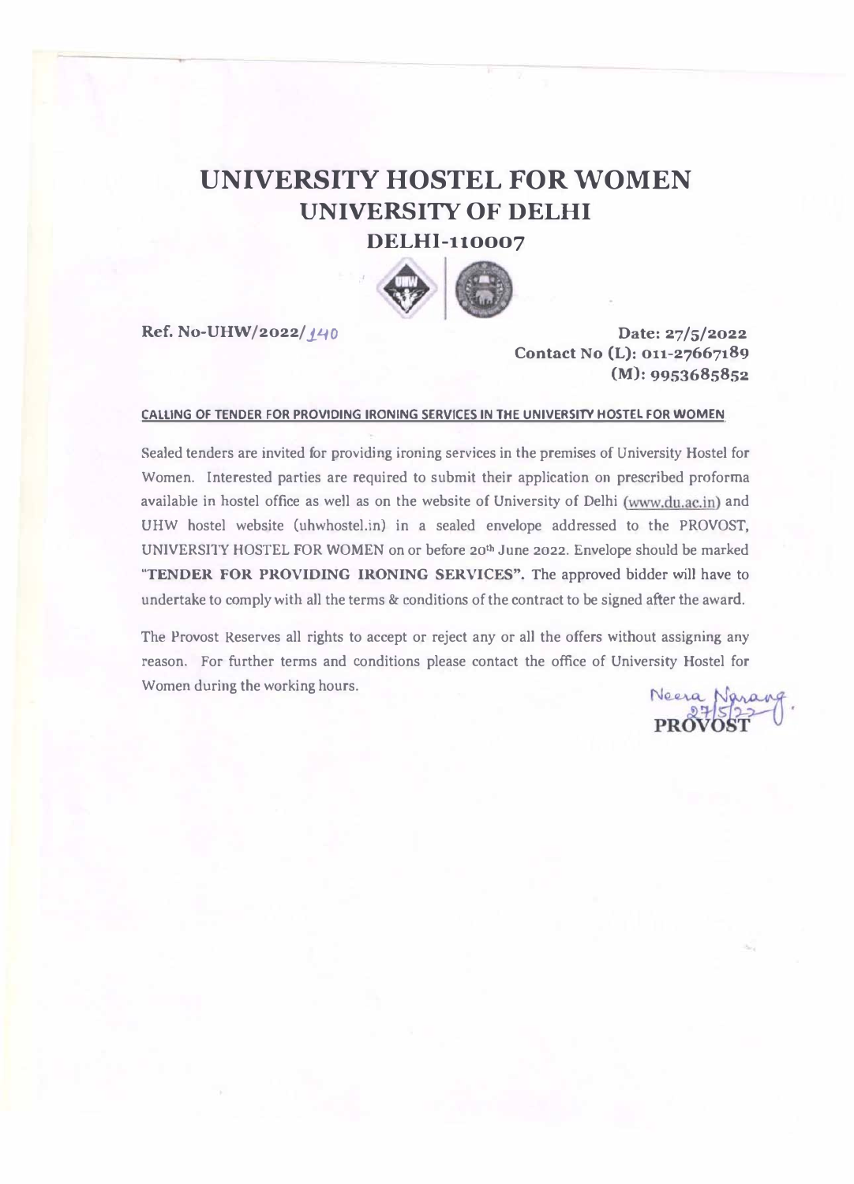# UNIVERSITY HOSTEL FOR WOMEN

## UNIVERSITY OF DELHI

### DELHI-110007

**Ref. No-UHW/2022/140**

**Date: 27/5/2022**
**Contact No (L): 011-27667189**
**(M): 9953685852**

**CALLING OF TENDER FOR PROVIDING IRONING SERVICES IN THE UNIVERSITY HOSTEL FOR WOMEN**

Sealed tenders are invited for providing ironing services in the premises of University Hostel for Women. Interested parties are required to submit their application on prescribed proforma available in hostel office as well as on the website of University of Delhi (www.du.ac.in) and UHW hostel website (uhwhostel.in) in a sealed envelope addressed to the PROVOST, UNIVERSITY HOSTEL FOR WOMEN on or before 20th June 2022. Envelope should be marked **"TENDER FOR PROVIDING IRONING SERVICES".** The approved bidder will have to undertake to comply with all the terms & conditions of the contract to be signed after the award.

The Provost Reserves all rights to accept or reject any or all the offers without assigning any reason. For further terms and conditions please contact the office of University Hostel for Women during the working hours.

Neera Narang
27/5/22

**PROVOST**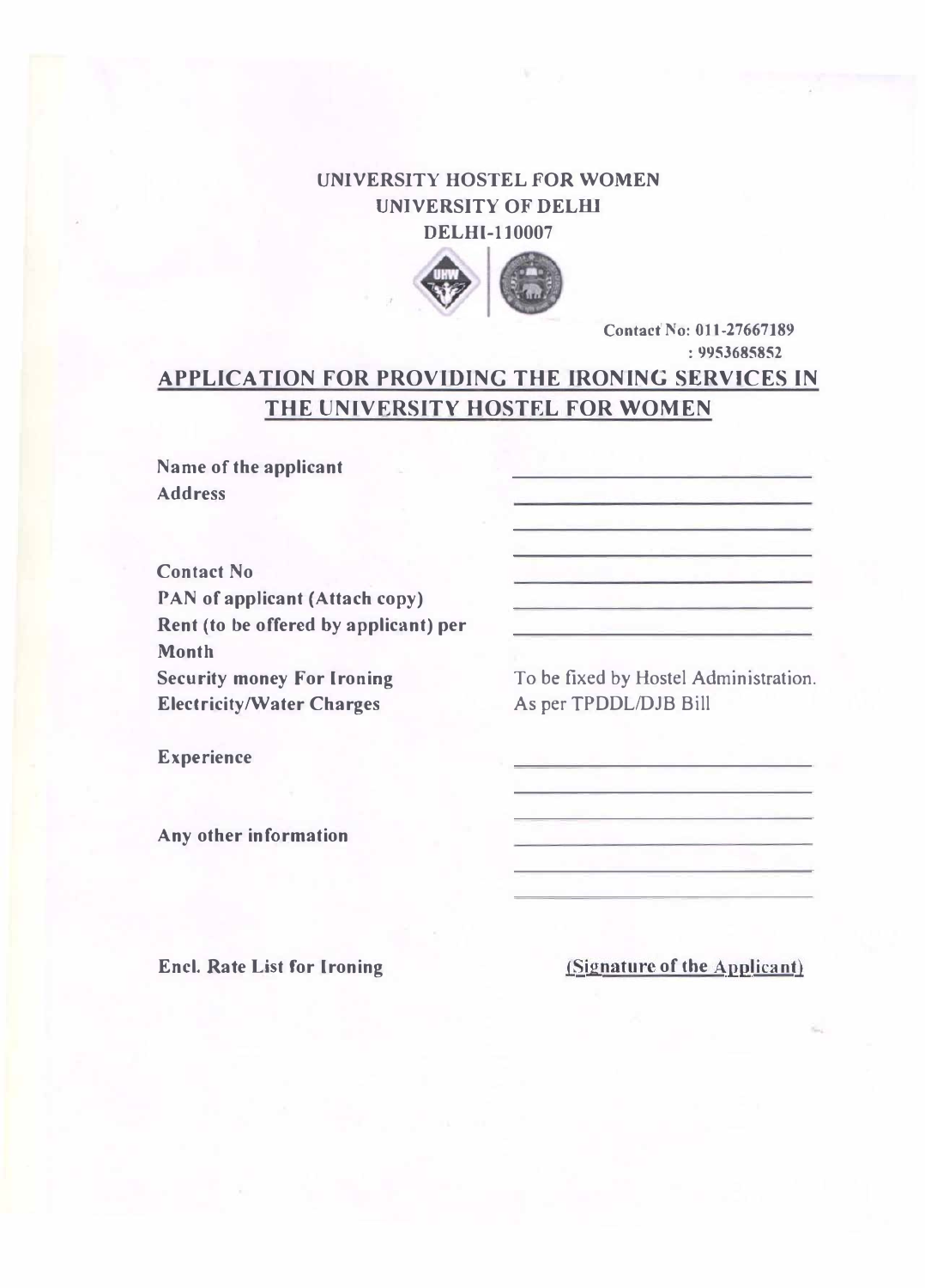**UNIVERSITY HOSTEL FOR WOMEN**
**UNIVERSITY OF DELHI**
**DELHI-110007**

**Contact No: 011-27667189**
**: 9953685852**

## APPLICATION FOR PROVIDING THE IRONING SERVICES IN THE UNIVERSITY HOSTEL FOR WOMEN

| | |
|---|---|
| **Name of the applicant** | ______________________ |
| **Address** | ______________________ |
| | ______________________ |
| | ______________________ |
| **Contact No** | ______________________ |
| **PAN of applicant (Attach copy)** | ______________________ |
| **Rent (to be offered by applicant) per Month** | ______________________ |
| **Security money For Ironing** | To be fixed by Hostel Administration. |
| **Electricity/Water Charges** | As per TPDDL/DJB Bill |
| **Experience** | ______________________ |
| | ______________________ |
| | ______________________ |
| **Any other information** | ______________________ |
| | ______________________ |
| | ______________________ |

**Encl. Rate List for Ironing**

**(Signature of the Applicant)**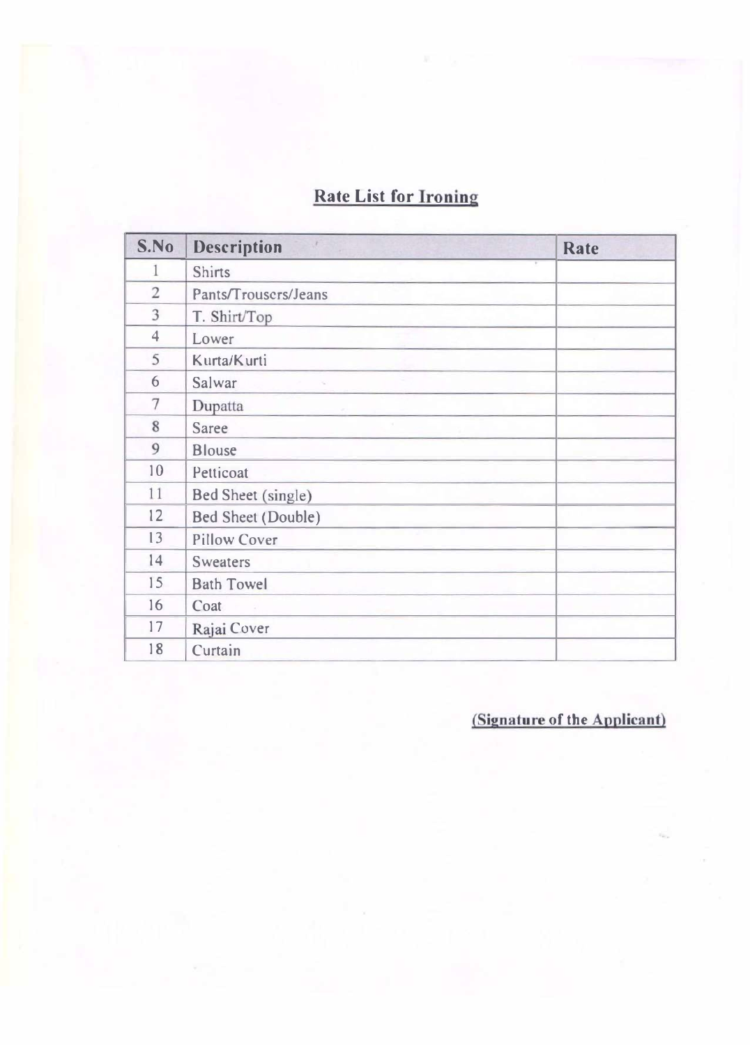## Rate List for Ironing

| S.No | Description | Rate |
|---|---|---|
| 1 | Shirts | |
| 2 | Pants/Trousers/Jeans | |
| 3 | T. Shirt/Top | |
| 4 | Lower | |
| 5 | Kurta/Kurti | |
| 6 | Salwar | |
| 7 | Dupatta | |
| 8 | Saree | |
| 9 | Blouse | |
| 10 | Petticoat | |
| 11 | Bed Sheet (single) | |
| 12 | Bed Sheet (Double) | |
| 13 | Pillow Cover | |
| 14 | Sweaters | |
| 15 | Bath Towel | |
| 16 | Coat | |
| 17 | Rajai Cover | |
| 18 | Curtain | |

**(Signature of the Applicant)**